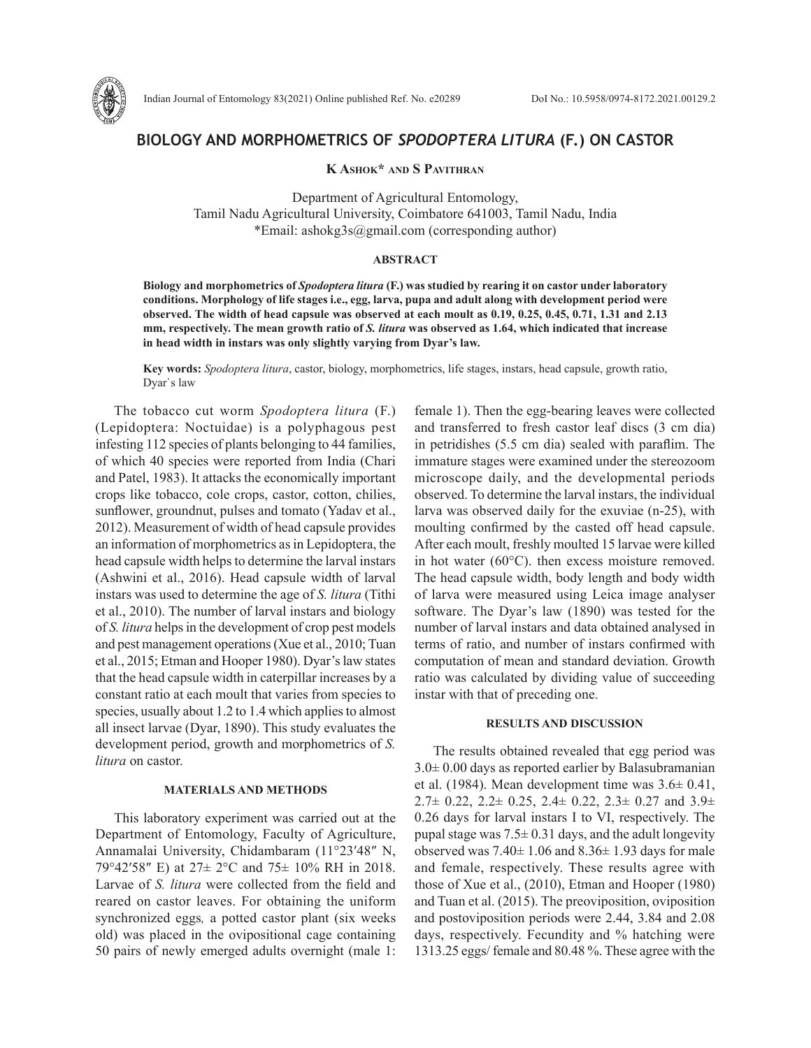# BIOLOGY AND MORPHOMETRICS OF *SPODOPTERA LITURA* (F.) ON CASTOR

**K Ashok\* and S Pavithran**

Department of Agricultural Entomology,
Tamil Nadu Agricultural University, Coimbatore 641003, Tamil Nadu, India
\*Email: ashokg3s@gmail.com (corresponding author)

## ABSTRACT

**Biology and morphometrics of *Spodoptera litura* (F.) was studied by rearing it on castor under laboratory conditions. Morphology of life stages i.e., egg, larva, pupa and adult along with development period were observed. The width of head capsule was observed at each moult as 0.19, 0.25, 0.45, 0.71, 1.31 and 2.13 mm, respectively. The mean growth ratio of *S. litura* was observed as 1.64, which indicated that increase in head width in instars was only slightly varying from Dyar's law.**

**Key words:** *Spodoptera litura*, castor, biology, morphometrics, life stages, instars, head capsule, growth ratio, Dyar`s law

The tobacco cut worm *Spodoptera litura* (F.) (Lepidoptera: Noctuidae) is a polyphagous pest infesting 112 species of plants belonging to 44 families, of which 40 species were reported from India (Chari and Patel, 1983). It attacks the economically important crops like tobacco, cole crops, castor, cotton, chilies, sunflower, groundnut, pulses and tomato (Yadav et al., 2012). Measurement of width of head capsule provides an information of morphometrics as in Lepidoptera, the head capsule width helps to determine the larval instars (Ashwini et al., 2016). Head capsule width of larval instars was used to determine the age of *S. litura* (Tithi et al., 2010). The number of larval instars and biology of *S. litura* helps in the development of crop pest models and pest management operations (Xue et al., 2010; Tuan et al., 2015; Etman and Hooper 1980). Dyar's law states that the head capsule width in caterpillar increases by a constant ratio at each moult that varies from species to species, usually about 1.2 to 1.4 which applies to almost all insect larvae (Dyar, 1890). This study evaluates the development period, growth and morphometrics of *S. litura* on castor.

## MATERIALS AND METHODS

This laboratory experiment was carried out at the Department of Entomology, Faculty of Agriculture, Annamalai University, Chidambaram (11°23′48″ N, 79°42′58″ E) at 27± 2°C and 75± 10% RH in 2018. Larvae of *S. litura* were collected from the field and reared on castor leaves. For obtaining the uniform synchronized eggs*,* a potted castor plant (six weeks old) was placed in the ovipositional cage containing 50 pairs of newly emerged adults overnight (male 1: female 1). Then the egg-bearing leaves were collected and transferred to fresh castor leaf discs (3 cm dia) in petridishes (5.5 cm dia) sealed with paraflim. The immature stages were examined under the stereozoom microscope daily, and the developmental periods observed. To determine the larval instars, the individual larva was observed daily for the exuviae (n-25), with moulting confirmed by the casted off head capsule. After each moult, freshly moulted 15 larvae were killed in hot water (60°C). then excess moisture removed. The head capsule width, body length and body width of larva were measured using Leica image analyser software. The Dyar's law (1890) was tested for the number of larval instars and data obtained analysed in terms of ratio, and number of instars confirmed with computation of mean and standard deviation. Growth ratio was calculated by dividing value of succeeding instar with that of preceding one.

## RESULTS AND DISCUSSION

The results obtained revealed that egg period was 3.0± 0.00 days as reported earlier by Balasubramanian et al. (1984). Mean development time was 3.6± 0.41, 2.7± 0.22, 2.2± 0.25, 2.4± 0.22, 2.3± 0.27 and 3.9± 0.26 days for larval instars I to VI, respectively. The pupal stage was 7.5± 0.31 days, and the adult longevity observed was 7.40± 1.06 and 8.36± 1.93 days for male and female, respectively. These results agree with those of Xue et al., (2010), Etman and Hooper (1980) and Tuan et al. (2015). The preoviposition, oviposition and postoviposition periods were 2.44, 3.84 and 2.08 days, respectively. Fecundity and % hatching were 1313.25 eggs/ female and 80.48 %. These agree with the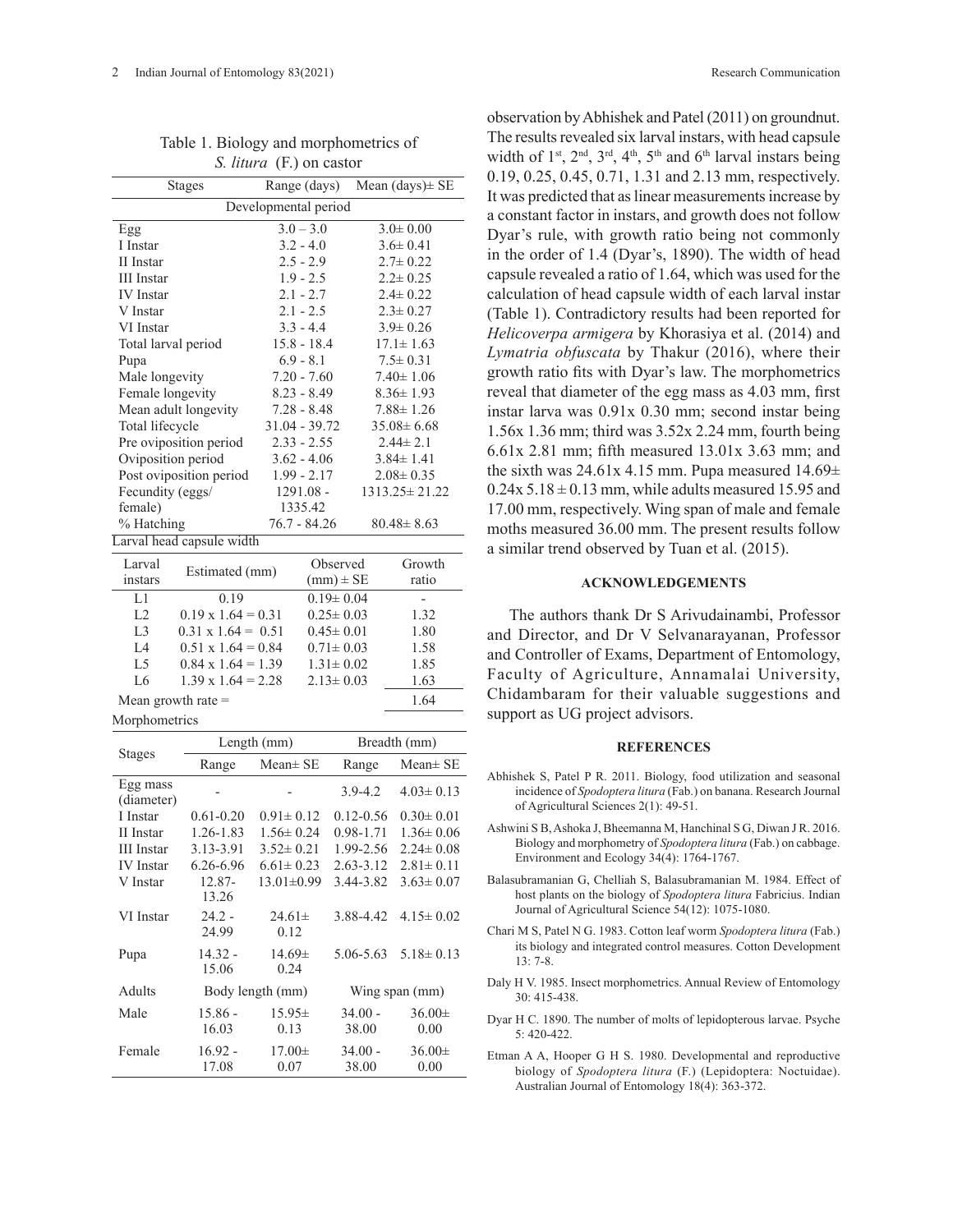Table 1. Biology and morphometrics of *S. litura* (F.) on castor

| Stages | Range (days) | Mean (days)± SE |
|---|---|---|
| Developmental period | | |
| Egg | 3.0 – 3.0 | 3.0± 0.00 |
| I Instar | 3.2 - 4.0 | 3.6± 0.41 |
| II Instar | 2.5 - 2.9 | 2.7± 0.22 |
| III Instar | 1.9 - 2.5 | 2.2± 0.25 |
| IV Instar | 2.1 - 2.7 | 2.4± 0.22 |
| V Instar | 2.1 - 2.5 | 2.3± 0.27 |
| VI Instar | 3.3 - 4.4 | 3.9± 0.26 |
| Total larval period | 15.8 - 18.4 | 17.1± 1.63 |
| Pupa | 6.9 - 8.1 | 7.5± 0.31 |
| Male longevity | 7.20 - 7.60 | 7.40± 1.06 |
| Female longevity | 8.23 - 8.49 | 8.36± 1.93 |
| Mean adult longevity | 7.28 - 8.48 | 7.88± 1.26 |
| Total lifecycle | 31.04 - 39.72 | 35.08± 6.68 |
| Pre oviposition period | 2.33 - 2.55 | 2.44± 2.1 |
| Oviposition period | 3.62 - 4.06 | 3.84± 1.41 |
| Post oviposition period | 1.99 - 2.17 | 2.08± 0.35 |
| Fecundity (eggs/ female) | 1291.08 - 1335.42 | 1313.25± 21.22 |
| % Hatching | 76.7 - 84.26 | 80.48± 8.63 |

Larval head capsule width

| Larval instars | Estimated (mm) | Observed (mm) ± SE | Growth ratio |
|---|---|---|---|
| L1 | 0.19 | 0.19± 0.04 | - |
| L2 | 0.19 x 1.64 = 0.31 | 0.25± 0.03 | 1.32 |
| L3 | 0.31 x 1.64 = 0.51 | 0.45± 0.01 | 1.80 |
| L4 | 0.51 x 1.64 = 0.84 | 0.71± 0.03 | 1.58 |
| L5 | 0.84 x 1.64 = 1.39 | 1.31± 0.02 | 1.85 |
| L6 | 1.39 x 1.64 = 2.28 | 2.13± 0.03 | 1.63 |
| Mean growth rate = | | | 1.64 |

Morphometrics

| Stages | Length (mm) | | Breadth (mm) | |
|---|---|---|---|---|
| | Range | Mean± SE | Range | Mean± SE |
| Egg mass (diameter) | - | - | 3.9-4.2 | 4.03± 0.13 |
| I Instar | 0.61-0.20 | 0.91± 0.12 | 0.12-0.56 | 0.30± 0.01 |
| II Instar | 1.26-1.83 | 1.56± 0.24 | 0.98-1.71 | 1.36± 0.06 |
| III Instar | 3.13-3.91 | 3.52± 0.21 | 1.99-2.56 | 2.24± 0.08 |
| IV Instar | 6.26-6.96 | 6.61± 0.23 | 2.63-3.12 | 2.81± 0.11 |
| V Instar | 12.87-13.26 | 13.01±0.99 | 3.44-3.82 | 3.63± 0.07 |
| VI Instar | 24.2 - 24.99 | 24.61± 0.12 | 3.88-4.42 | 4.15± 0.02 |
| Pupa | 14.32 - 15.06 | 14.69± 0.24 | 5.06-5.63 | 5.18± 0.13 |
| Adults | Body length (mm) | | Wing span (mm) | |
| Male | 15.86 - 16.03 | 15.95± 0.13 | 34.00 - 38.00 | 36.00± 0.00 |
| Female | 16.92 - 17.08 | 17.00± 0.07 | 34.00 - 38.00 | 36.00± 0.00 |

observation by Abhishek and Patel (2011) on groundnut. The results revealed six larval instars, with head capsule width of 1st, 2nd, 3rd, 4th, 5th and 6th larval instars being 0.19, 0.25, 0.45, 0.71, 1.31 and 2.13 mm, respectively. It was predicted that as linear measurements increase by a constant factor in instars, and growth does not follow Dyar's rule, with growth ratio being not commonly in the order of 1.4 (Dyar's, 1890). The width of head capsule revealed a ratio of 1.64, which was used for the calculation of head capsule width of each larval instar (Table 1). Contradictory results had been reported for *Helicoverpa armigera* by Khorasiya et al. (2014) and *Lymatria obfuscata* by Thakur (2016), where their growth ratio fits with Dyar's law. The morphometrics reveal that diameter of the egg mass as 4.03 mm, first instar larva was 0.91x 0.30 mm; second instar being 1.56x 1.36 mm; third was 3.52x 2.24 mm, fourth being 6.61x 2.81 mm; fifth measured 13.01x 3.63 mm; and the sixth was 24.61x 4.15 mm. Pupa measured 14.69± 0.24x 5.18 ± 0.13 mm, while adults measured 15.95 and 17.00 mm, respectively. Wing span of male and female moths measured 36.00 mm. The present results follow a similar trend observed by Tuan et al. (2015).

## ACKNOWLEDGEMENTS

The authors thank Dr S Arivudainambi, Professor and Director, and Dr V Selvanarayanan, Professor and Controller of Exams, Department of Entomology, Faculty of Agriculture, Annamalai University, Chidambaram for their valuable suggestions and support as UG project advisors.

## REFERENCES

Abhishek S, Patel P R. 2011. Biology, food utilization and seasonal incidence of *Spodoptera litura* (Fab.) on banana. Research Journal of Agricultural Sciences 2(1): 49-51.

Ashwini S B, Ashoka J, Bheemanna M, Hanchinal S G, Diwan J R. 2016. Biology and morphometry of *Spodoptera litura* (Fab.) on cabbage. Environment and Ecology 34(4): 1764-1767.

Balasubramanian G, Chelliah S, Balasubramanian M. 1984. Effect of host plants on the biology of *Spodoptera litura* Fabricius. Indian Journal of Agricultural Science 54(12): 1075-1080.

Chari M S, Patel N G. 1983. Cotton leaf worm *Spodoptera litura* (Fab.) its biology and integrated control measures. Cotton Development 13: 7-8.

Daly H V. 1985. Insect morphometrics. Annual Review of Entomology 30: 415-438.

Dyar H C. 1890. The number of molts of lepidopterous larvae. Psyche 5: 420-422.

Etman A A, Hooper G H S. 1980. Developmental and reproductive biology of *Spodoptera litura* (F.) (Lepidoptera: Noctuidae). Australian Journal of Entomology 18(4): 363-372.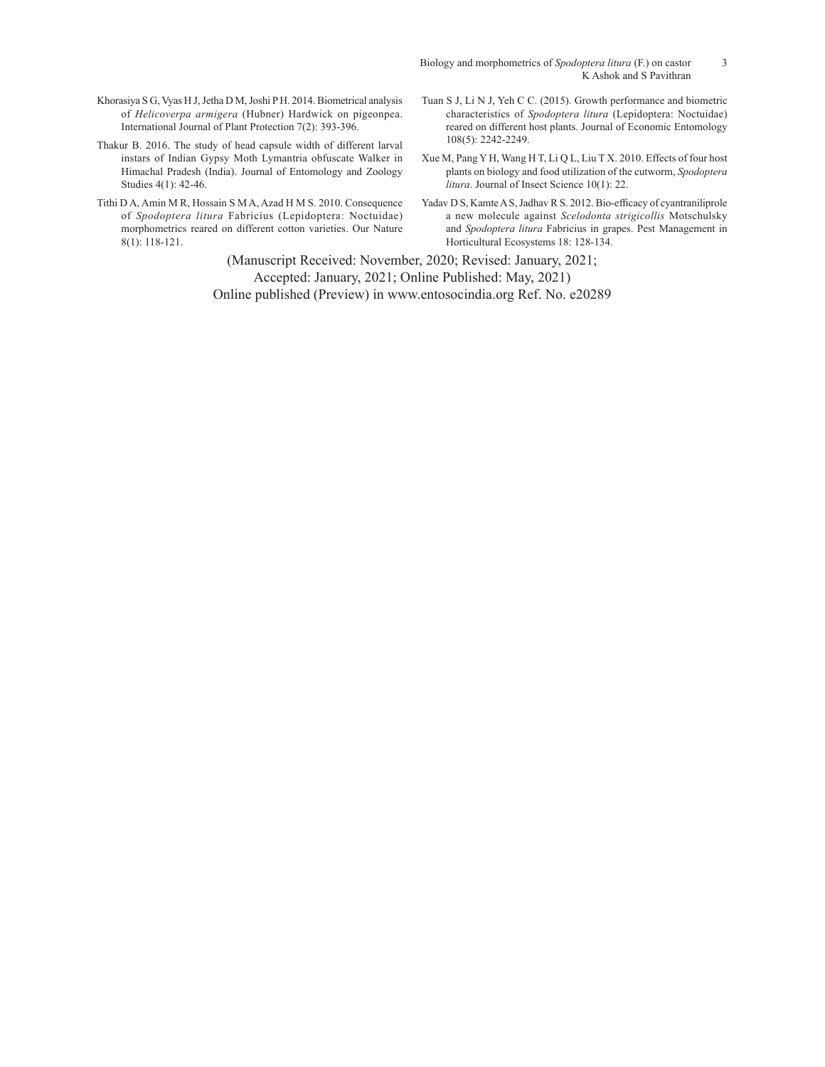Khorasiya S G, Vyas H J, Jetha D M, Joshi P H. 2014. Biometrical analysis of *Helicoverpa armigera* (Hubner) Hardwick on pigeonpea. International Journal of Plant Protection 7(2): 393-396.

Thakur B. 2016. The study of head capsule width of different larval instars of Indian Gypsy Moth Lymantria obfuscate Walker in Himachal Pradesh (India). Journal of Entomology and Zoology Studies 4(1): 42-46.

Tithi D A, Amin M R, Hossain S M A, Azad H M S. 2010. Consequence of *Spodoptera litura* Fabricius (Lepidoptera: Noctuidae) morphometrics reared on different cotton varieties. Our Nature 8(1): 118-121.

Tuan S J, Li N J, Yeh C C. (2015). Growth performance and biometric characteristics of *Spodoptera litura* (Lepidoptera: Noctuidae) reared on different host plants. Journal of Economic Entomology 108(5): 2242-2249.

Xue M, Pang Y H, Wang H T, Li Q L, Liu T X. 2010. Effects of four host plants on biology and food utilization of the cutworm, *Spodoptera litura*. Journal of Insect Science 10(1): 22.

Yadav D S, Kamte A S, Jadhav R S. 2012. Bio-efficacy of cyantraniliprole a new molecule against *Scelodonta strigicollis* Motschulsky and *Spodoptera litura* Fabricius in grapes. Pest Management in Horticultural Ecosystems 18: 128-134.

(Manuscript Received: November, 2020; Revised: January, 2021; Accepted: January, 2021; Online Published: May, 2021)
Online published (Preview) in www.entosocindia.org Ref. No. e20289